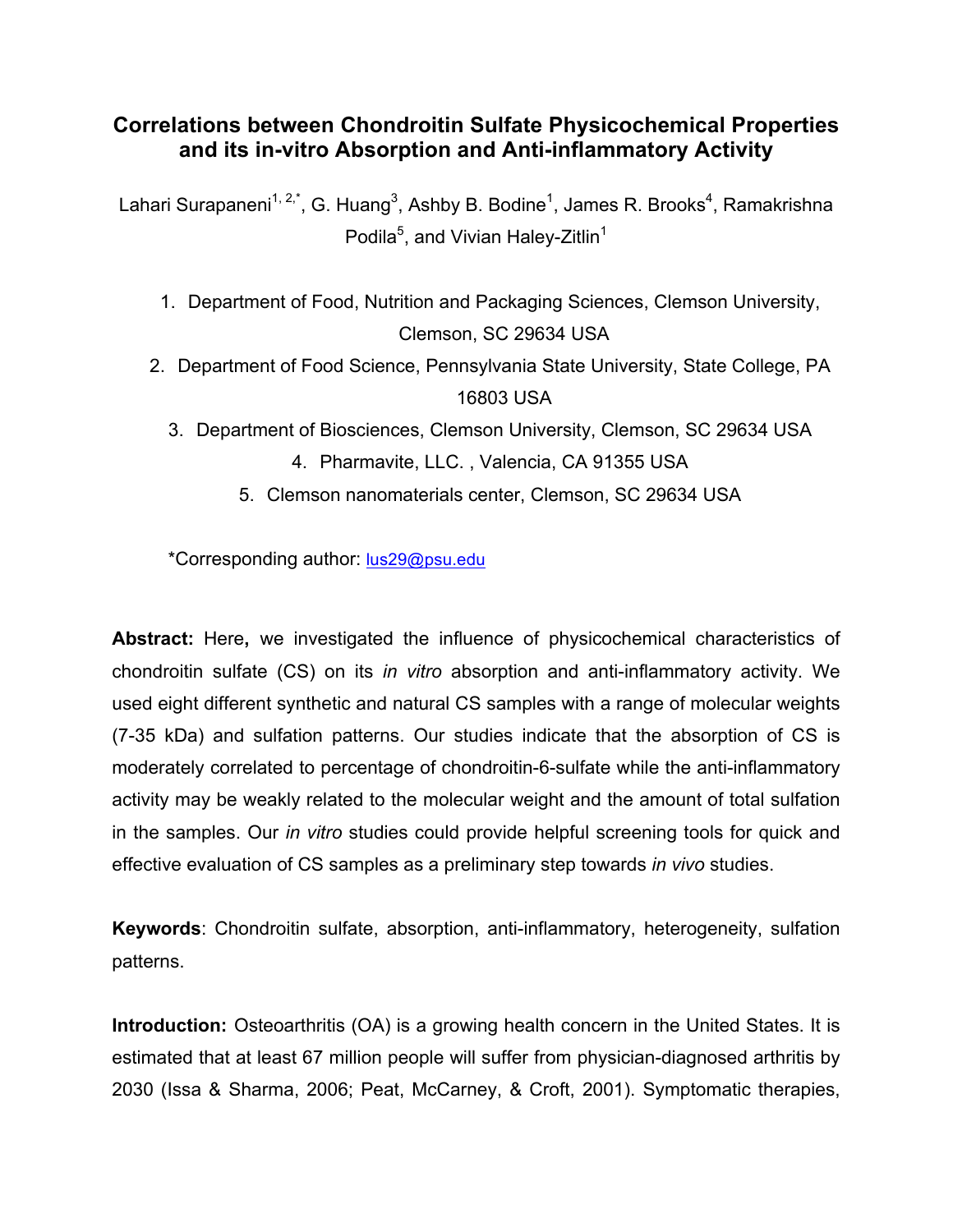# Correlations between Chondroitin Sulfate Physicochemical Properties and its in-vitro Absorption and Anti-inflammatory Activity

Lahari Surapaneni[1, 2,*], G. Huang[3], Ashby B. Bodine[1], James R. Brooks[4], Ramakrishna Podila[5], and Vivian Haley-Zitlin[1]

1. Department of Food, Nutrition and Packaging Sciences, Clemson University, Clemson, SC 29634 USA
2. Department of Food Science, Pennsylvania State University, State College, PA 16803 USA
3. Department of Biosciences, Clemson University, Clemson, SC 29634 USA
4. Pharmavite, LLC. , Valencia, CA 91355 USA
5. Clemson nanomaterials center, Clemson, SC 29634 USA

*Corresponding author: lus29@psu.edu

**Abstract:** Here**,** we investigated the influence of physicochemical characteristics of chondroitin sulfate (CS) on its *in vitro* absorption and anti-inflammatory activity. We used eight different synthetic and natural CS samples with a range of molecular weights (7-35 kDa) and sulfation patterns. Our studies indicate that the absorption of CS is moderately correlated to percentage of chondroitin-6-sulfate while the anti-inflammatory activity may be weakly related to the molecular weight and the amount of total sulfation in the samples. Our *in vitro* studies could provide helpful screening tools for quick and effective evaluation of CS samples as a preliminary step towards *in vivo* studies.

**Keywords**: Chondroitin sulfate, absorption, anti-inflammatory, heterogeneity, sulfation patterns.

**Introduction:** Osteoarthritis (OA) is a growing health concern in the United States. It is estimated that at least 67 million people will suffer from physician-diagnosed arthritis by 2030 (Issa & Sharma, 2006; Peat, McCarney, & Croft, 2001). Symptomatic therapies,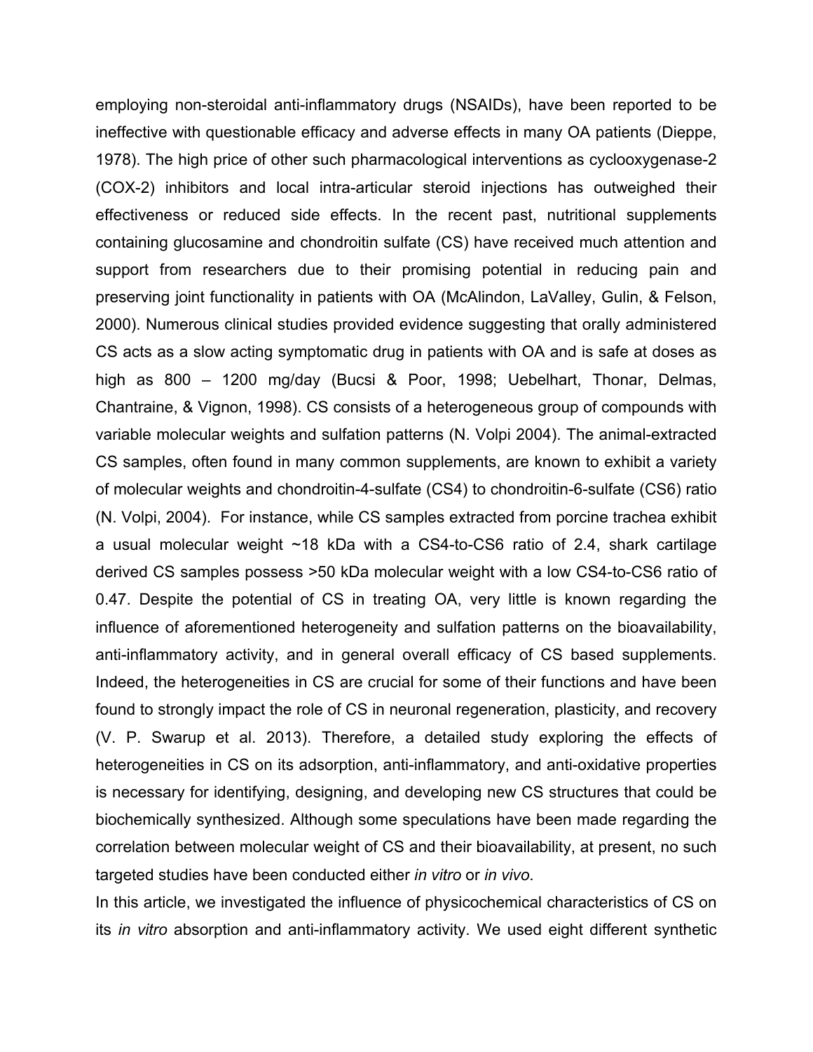employing non-steroidal anti-inflammatory drugs (NSAIDs), have been reported to be ineffective with questionable efficacy and adverse effects in many OA patients (Dieppe, 1978). The high price of other such pharmacological interventions as cyclooxygenase-2 (COX-2) inhibitors and local intra-articular steroid injections has outweighed their effectiveness or reduced side effects. In the recent past, nutritional supplements containing glucosamine and chondroitin sulfate (CS) have received much attention and support from researchers due to their promising potential in reducing pain and preserving joint functionality in patients with OA (McAlindon, LaValley, Gulin, & Felson, 2000). Numerous clinical studies provided evidence suggesting that orally administered CS acts as a slow acting symptomatic drug in patients with OA and is safe at doses as high as 800 – 1200 mg/day (Bucsi & Poor, 1998; Uebelhart, Thonar, Delmas, Chantraine, & Vignon, 1998). CS consists of a heterogeneous group of compounds with variable molecular weights and sulfation patterns (N. Volpi 2004). The animal-extracted CS samples, often found in many common supplements, are known to exhibit a variety of molecular weights and chondroitin-4-sulfate (CS4) to chondroitin-6-sulfate (CS6) ratio (N. Volpi, 2004). For instance, while CS samples extracted from porcine trachea exhibit a usual molecular weight ~18 kDa with a CS4-to-CS6 ratio of 2.4, shark cartilage derived CS samples possess >50 kDa molecular weight with a low CS4-to-CS6 ratio of 0.47. Despite the potential of CS in treating OA, very little is known regarding the influence of aforementioned heterogeneity and sulfation patterns on the bioavailability, anti-inflammatory activity, and in general overall efficacy of CS based supplements. Indeed, the heterogeneities in CS are crucial for some of their functions and have been found to strongly impact the role of CS in neuronal regeneration, plasticity, and recovery (V. P. Swarup et al. 2013). Therefore, a detailed study exploring the effects of heterogeneities in CS on its adsorption, anti-inflammatory, and anti-oxidative properties is necessary for identifying, designing, and developing new CS structures that could be biochemically synthesized. Although some speculations have been made regarding the correlation between molecular weight of CS and their bioavailability, at present, no such targeted studies have been conducted either *in vitro* or *in vivo*.

In this article, we investigated the influence of physicochemical characteristics of CS on its *in vitro* absorption and anti-inflammatory activity. We used eight different synthetic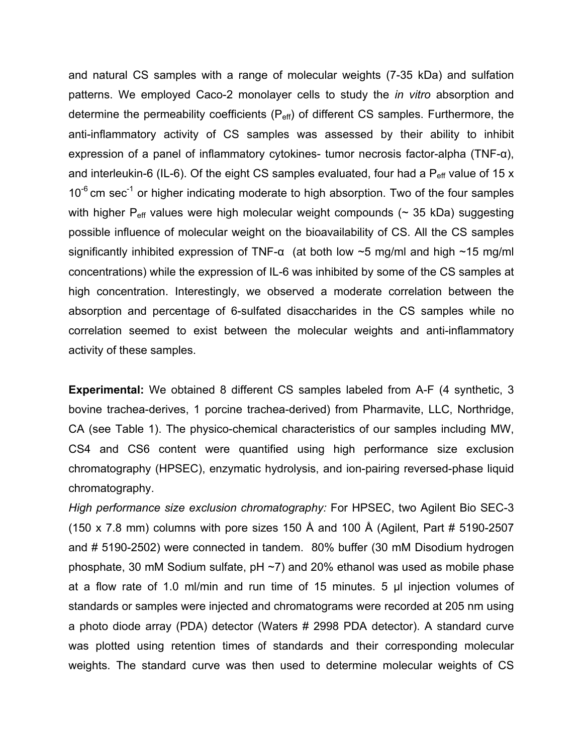and natural CS samples with a range of molecular weights (7-35 kDa) and sulfation patterns. We employed Caco-2 monolayer cells to study the *in vitro* absorption and determine the permeability coefficients ($P_{eff}$) of different CS samples. Furthermore, the anti-inflammatory activity of CS samples was assessed by their ability to inhibit expression of a panel of inflammatory cytokines- tumor necrosis factor-alpha (TNF-α), and interleukin-6 (IL-6). Of the eight CS samples evaluated, four had a $P_{eff}$ value of 15 x $10^{-6}$ cm $sec^{-1}$ or higher indicating moderate to high absorption. Two of the four samples with higher $P_{eff}$ values were high molecular weight compounds (~ 35 kDa) suggesting possible influence of molecular weight on the bioavailability of CS. All the CS samples significantly inhibited expression of TNF-α (at both low ~5 mg/ml and high ~15 mg/ml concentrations) while the expression of IL-6 was inhibited by some of the CS samples at high concentration. Interestingly, we observed a moderate correlation between the absorption and percentage of 6-sulfated disaccharides in the CS samples while no correlation seemed to exist between the molecular weights and anti-inflammatory activity of these samples.

**Experimental:** We obtained 8 different CS samples labeled from A-F (4 synthetic, 3 bovine trachea-derives, 1 porcine trachea-derived) from Pharmavite, LLC, Northridge, CA (see Table 1). The physico-chemical characteristics of our samples including MW, CS4 and CS6 content were quantified using high performance size exclusion chromatography (HPSEC), enzymatic hydrolysis, and ion-pairing reversed-phase liquid chromatography.

*High performance size exclusion chromatography:* For HPSEC, two Agilent Bio SEC-3 (150 x 7.8 mm) columns with pore sizes 150 Å and 100 Å (Agilent, Part # 5190-2507 and # 5190-2502) were connected in tandem. 80% buffer (30 mM Disodium hydrogen phosphate, 30 mM Sodium sulfate, pH ~7) and 20% ethanol was used as mobile phase at a flow rate of 1.0 ml/min and run time of 15 minutes. 5 µl injection volumes of standards or samples were injected and chromatograms were recorded at 205 nm using a photo diode array (PDA) detector (Waters # 2998 PDA detector). A standard curve was plotted using retention times of standards and their corresponding molecular weights. The standard curve was then used to determine molecular weights of CS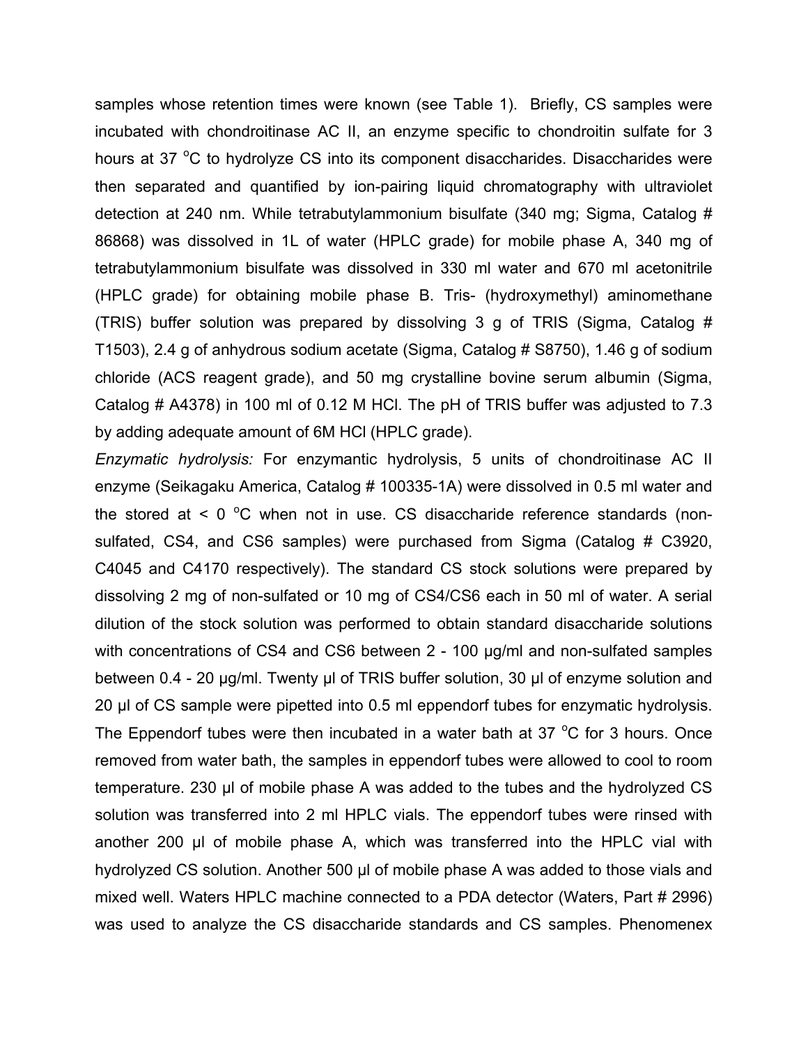samples whose retention times were known (see Table 1). Briefly, CS samples were incubated with chondroitinase AC II, an enzyme specific to chondroitin sulfate for 3 hours at 37 $^{o}$C to hydrolyze CS into its component disaccharides. Disaccharides were then separated and quantified by ion-pairing liquid chromatography with ultraviolet detection at 240 nm. While tetrabutylammonium bisulfate (340 mg; Sigma, Catalog # 86868) was dissolved in 1L of water (HPLC grade) for mobile phase A, 340 mg of tetrabutylammonium bisulfate was dissolved in 330 ml water and 670 ml acetonitrile (HPLC grade) for obtaining mobile phase B. Tris- (hydroxymethyl) aminomethane (TRIS) buffer solution was prepared by dissolving 3 g of TRIS (Sigma, Catalog # T1503), 2.4 g of anhydrous sodium acetate (Sigma, Catalog # S8750), 1.46 g of sodium chloride (ACS reagent grade), and 50 mg crystalline bovine serum albumin (Sigma, Catalog # A4378) in 100 ml of 0.12 M HCl. The pH of TRIS buffer was adjusted to 7.3 by adding adequate amount of 6M HCl (HPLC grade).

*Enzymatic hydrolysis:* For enzymantic hydrolysis, 5 units of chondroitinase AC II enzyme (Seikagaku America, Catalog # 100335-1A) were dissolved in 0.5 ml water and the stored at < 0 $^{o}$C when not in use. CS disaccharide reference standards (non-sulfated, CS4, and CS6 samples) were purchased from Sigma (Catalog # C3920, C4045 and C4170 respectively). The standard CS stock solutions were prepared by dissolving 2 mg of non-sulfated or 10 mg of CS4/CS6 each in 50 ml of water. A serial dilution of the stock solution was performed to obtain standard disaccharide solutions with concentrations of CS4 and CS6 between 2 - 100 µg/ml and non-sulfated samples between 0.4 - 20 µg/ml. Twenty µl of TRIS buffer solution, 30 µl of enzyme solution and 20 µl of CS sample were pipetted into 0.5 ml eppendorf tubes for enzymatic hydrolysis. The Eppendorf tubes were then incubated in a water bath at 37 $^{o}$C for 3 hours. Once removed from water bath, the samples in eppendorf tubes were allowed to cool to room temperature. 230 µl of mobile phase A was added to the tubes and the hydrolyzed CS solution was transferred into 2 ml HPLC vials. The eppendorf tubes were rinsed with another 200 µl of mobile phase A, which was transferred into the HPLC vial with hydrolyzed CS solution. Another 500 µl of mobile phase A was added to those vials and mixed well. Waters HPLC machine connected to a PDA detector (Waters, Part # 2996) was used to analyze the CS disaccharide standards and CS samples. Phenomenex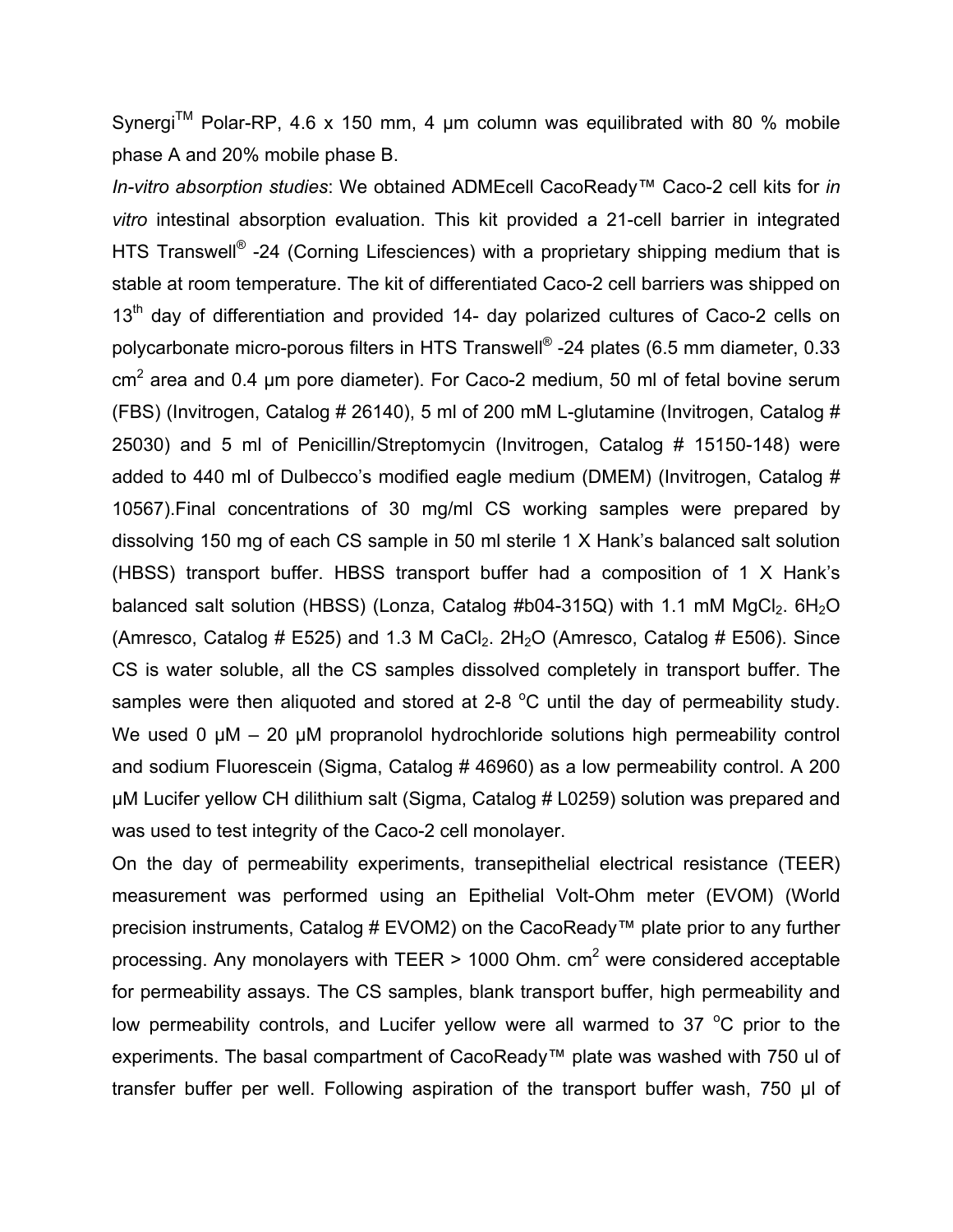Synergi$^{TM}$ Polar-RP, 4.6 x 150 mm, 4 µm column was equilibrated with 80 % mobile phase A and 20% mobile phase B.

*In-vitro absorption studies*: We obtained ADMEcell CacoReady™ Caco-2 cell kits for *in vitro* intestinal absorption evaluation. This kit provided a 21-cell barrier in integrated HTS Transwell® -24 (Corning Lifesciences) with a proprietary shipping medium that is stable at room temperature. The kit of differentiated Caco-2 cell barriers was shipped on 13$^{th}$ day of differentiation and provided 14- day polarized cultures of Caco-2 cells on polycarbonate micro-porous filters in HTS Transwell® -24 plates (6.5 mm diameter, 0.33 $cm^2$ area and 0.4 µm pore diameter). For Caco-2 medium, 50 ml of fetal bovine serum (FBS) (Invitrogen, Catalog # 26140), 5 ml of 200 mM L-glutamine (Invitrogen, Catalog # 25030) and 5 ml of Penicillin/Streptomycin (Invitrogen, Catalog # 15150-148) were added to 440 ml of Dulbecco's modified eagle medium (DMEM) (Invitrogen, Catalog # 10567).Final concentrations of 30 mg/ml CS working samples were prepared by dissolving 150 mg of each CS sample in 50 ml sterile 1 X Hank's balanced salt solution (HBSS) transport buffer. HBSS transport buffer had a composition of 1 X Hank's balanced salt solution (HBSS) (Lonza, Catalog #b04-315Q) with 1.1 mM $MgCl_2$. $6H_2O$ (Amresco, Catalog # E525) and 1.3 M $CaCl_2$. $2H_2O$ (Amresco, Catalog # E506). Since CS is water soluble, all the CS samples dissolved completely in transport buffer. The samples were then aliquoted and stored at 2-8 $^{o}$C until the day of permeability study. We used 0 µM – 20 µM propranolol hydrochloride solutions high permeability control and sodium Fluorescein (Sigma, Catalog # 46960) as a low permeability control. A 200 µM Lucifer yellow CH dilithium salt (Sigma, Catalog # L0259) solution was prepared and was used to test integrity of the Caco-2 cell monolayer.

On the day of permeability experiments, transepithelial electrical resistance (TEER) measurement was performed using an Epithelial Volt-Ohm meter (EVOM) (World precision instruments, Catalog # EVOM2) on the CacoReady™ plate prior to any further processing. Any monolayers with TEER > 1000 Ohm. $cm^2$ were considered acceptable for permeability assays. The CS samples, blank transport buffer, high permeability and low permeability controls, and Lucifer yellow were all warmed to 37 $^{o}$C prior to the experiments. The basal compartment of CacoReady™ plate was washed with 750 ul of transfer buffer per well. Following aspiration of the transport buffer wash, 750 µl of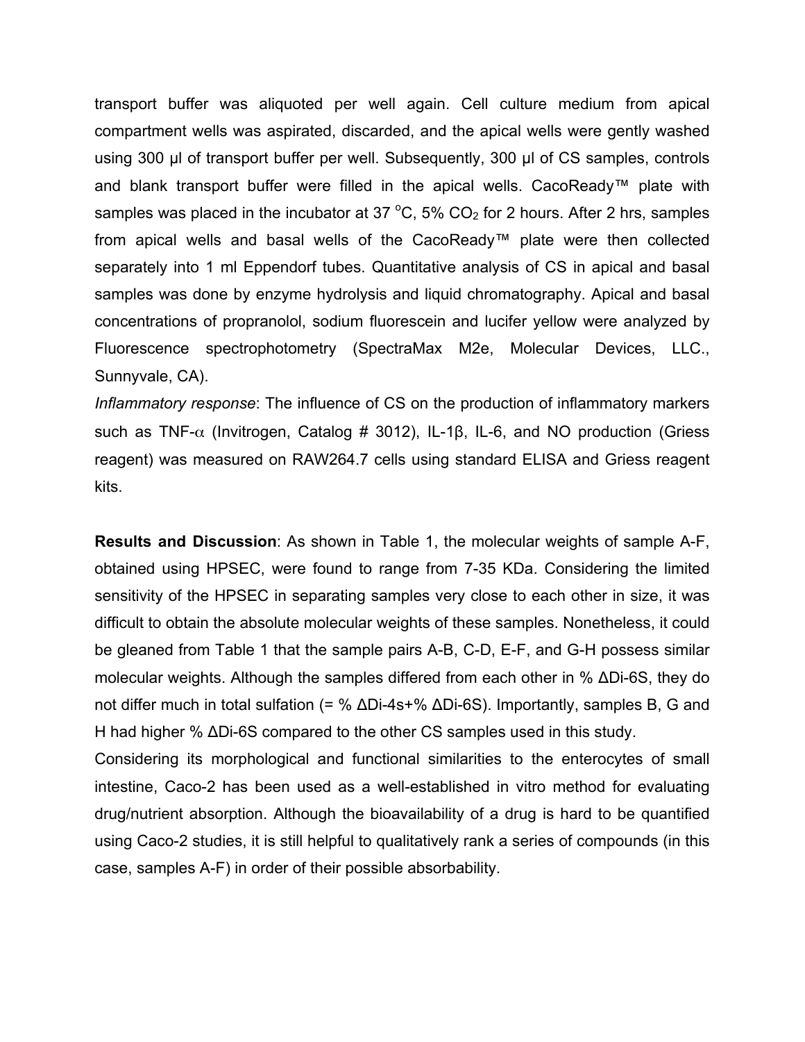transport buffer was aliquoted per well again. Cell culture medium from apical compartment wells was aspirated, discarded, and the apical wells were gently washed using 300 µl of transport buffer per well. Subsequently, 300 µl of CS samples, controls and blank transport buffer were filled in the apical wells. CacoReady™ plate with samples was placed in the incubator at 37 $^oC$, 5% $CO_2$ for 2 hours. After 2 hrs, samples from apical wells and basal wells of the CacoReady™ plate were then collected separately into 1 ml Eppendorf tubes. Quantitative analysis of CS in apical and basal samples was done by enzyme hydrolysis and liquid chromatography. Apical and basal concentrations of propranolol, sodium fluorescein and lucifer yellow were analyzed by Fluorescence spectrophotometry (SpectraMax M2e, Molecular Devices, LLC., Sunnyvale, CA).

*Inflammatory response*: The influence of CS on the production of inflammatory markers such as TNF-$\alpha$ (Invitrogen, Catalog # 3012), IL-1β, IL-6, and NO production (Griess reagent) was measured on RAW264.7 cells using standard ELISA and Griess reagent kits.

**Results and Discussion**: As shown in Table 1, the molecular weights of sample A-F, obtained using HPSEC, were found to range from 7-35 KDa. Considering the limited sensitivity of the HPSEC in separating samples very close to each other in size, it was difficult to obtain the absolute molecular weights of these samples. Nonetheless, it could be gleaned from Table 1 that the sample pairs A-B, C-D, E-F, and G-H possess similar molecular weights. Although the samples differed from each other in % ΔDi-6S, they do not differ much in total sulfation (= % ΔDi-4s+% ΔDi-6S). Importantly, samples B, G and H had higher % ΔDi-6S compared to the other CS samples used in this study.

Considering its morphological and functional similarities to the enterocytes of small intestine, Caco-2 has been used as a well-established in vitro method for evaluating drug/nutrient absorption. Although the bioavailability of a drug is hard to be quantified using Caco-2 studies, it is still helpful to qualitatively rank a series of compounds (in this case, samples A-F) in order of their possible absorbability.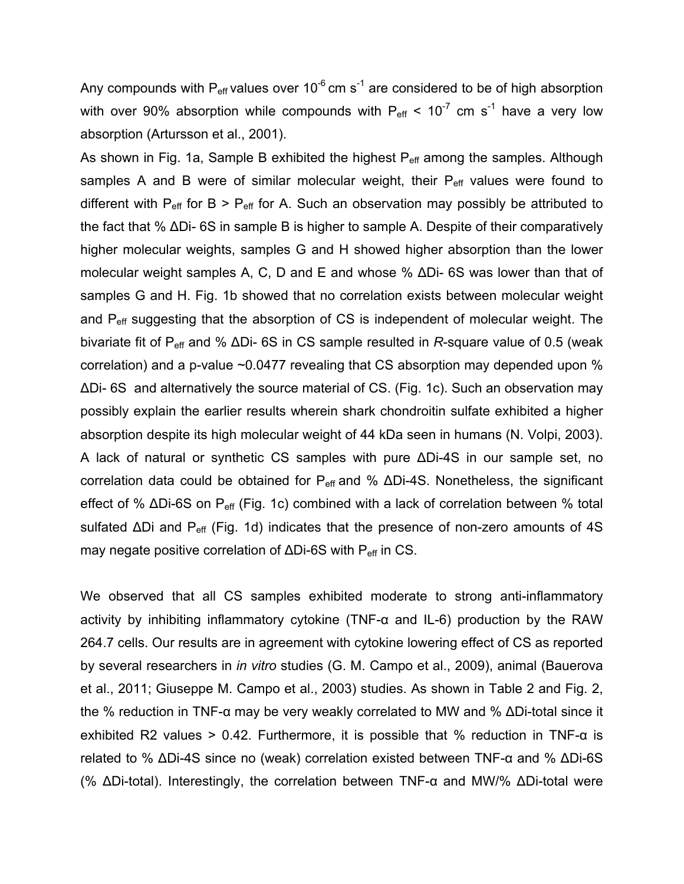Any compounds with $P_{eff}$ values over $10^{-6}$ cm $s^{-1}$ are considered to be of high absorption with over 90% absorption while compounds with $P_{eff}$ < $10^{-7}$ cm $s^{-1}$ have a very low absorption (Artursson et al., 2001).

As shown in Fig. 1a, Sample B exhibited the highest $P_{eff}$ among the samples. Although samples A and B were of similar molecular weight, their $P_{eff}$ values were found to different with $P_{eff}$ for B > $P_{eff}$ for A. Such an observation may possibly be attributed to the fact that % ΔDi- 6S in sample B is higher to sample A. Despite of their comparatively higher molecular weights, samples G and H showed higher absorption than the lower molecular weight samples A, C, D and E and whose % ΔDi- 6S was lower than that of samples G and H. Fig. 1b showed that no correlation exists between molecular weight and $P_{eff}$ suggesting that the absorption of CS is independent of molecular weight. The bivariate fit of $P_{eff}$ and % ΔDi- 6S in CS sample resulted in *R*-square value of 0.5 (weak correlation) and a p-value ~0.0477 revealing that CS absorption may depended upon % ΔDi- 6S and alternatively the source material of CS. (Fig. 1c). Such an observation may possibly explain the earlier results wherein shark chondroitin sulfate exhibited a higher absorption despite its high molecular weight of 44 kDa seen in humans (N. Volpi, 2003). A lack of natural or synthetic CS samples with pure ΔDi-4S in our sample set, no correlation data could be obtained for $P_{eff}$ and % ΔDi-4S. Nonetheless, the significant effect of % ΔDi-6S on $P_{eff}$ (Fig. 1c) combined with a lack of correlation between % total sulfated ΔDi and $P_{eff}$ (Fig. 1d) indicates that the presence of non-zero amounts of 4S may negate positive correlation of ΔDi-6S with $P_{eff}$ in CS.

We observed that all CS samples exhibited moderate to strong anti-inflammatory activity by inhibiting inflammatory cytokine (TNF-α and IL-6) production by the RAW 264.7 cells. Our results are in agreement with cytokine lowering effect of CS as reported by several researchers in *in vitro* studies (G. M. Campo et al., 2009), animal (Bauerova et al., 2011; Giuseppe M. Campo et al., 2003) studies. As shown in Table 2 and Fig. 2, the % reduction in TNF-α may be very weakly correlated to MW and % ΔDi-total since it exhibited R2 values > 0.42. Furthermore, it is possible that % reduction in TNF-α is related to % ΔDi-4S since no (weak) correlation existed between TNF-α and % ΔDi-6S (% ΔDi-total). Interestingly, the correlation between TNF-α and MW/% ΔDi-total were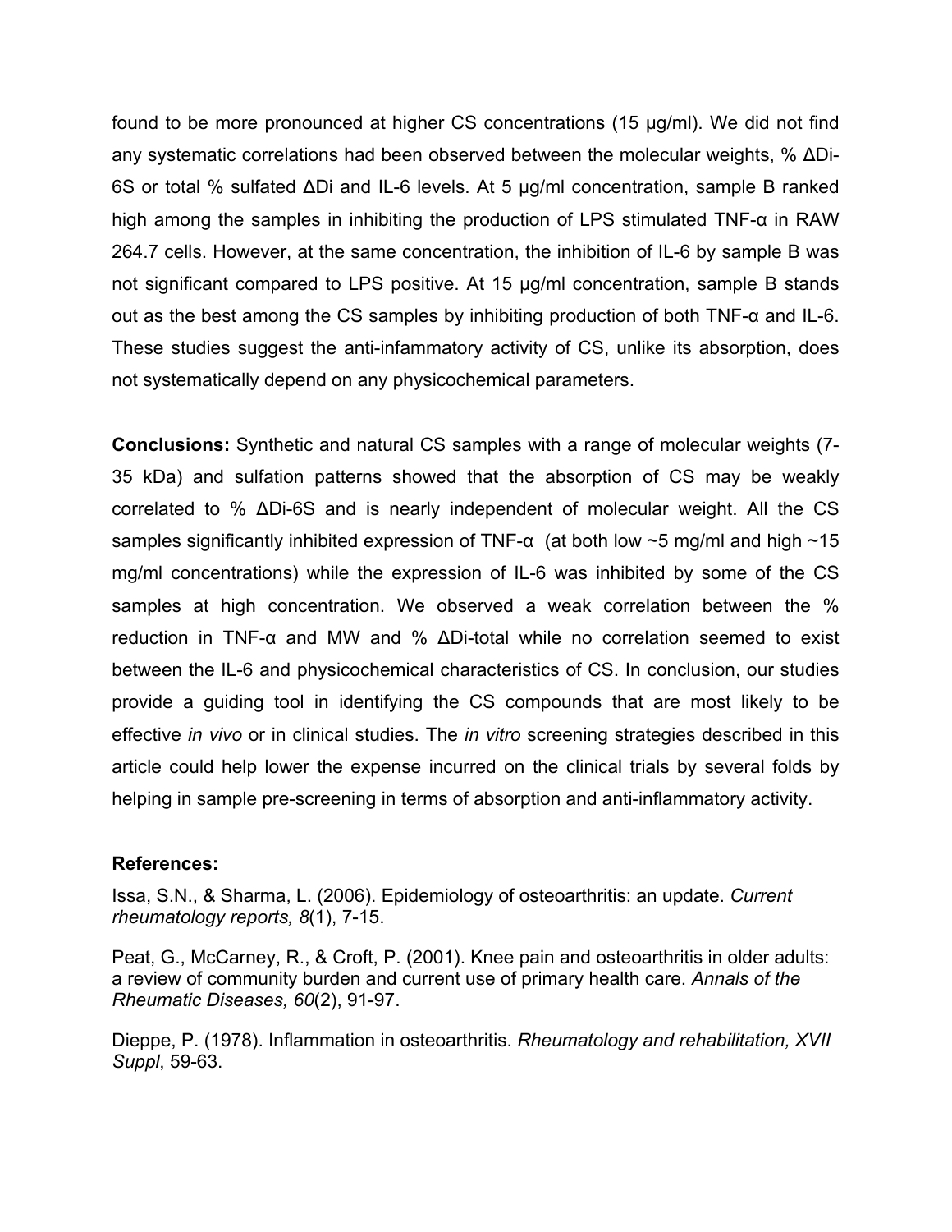found to be more pronounced at higher CS concentrations (15 μg/ml). We did not find any systematic correlations had been observed between the molecular weights, % ΔDi-6S or total % sulfated ΔDi and IL-6 levels. At 5 μg/ml concentration, sample B ranked high among the samples in inhibiting the production of LPS stimulated TNF-α in RAW 264.7 cells. However, at the same concentration, the inhibition of IL-6 by sample B was not significant compared to LPS positive. At 15 μg/ml concentration, sample B stands out as the best among the CS samples by inhibiting production of both TNF-α and IL-6. These studies suggest the anti-infammatory activity of CS, unlike its absorption, does not systematically depend on any physicochemical parameters.

**Conclusions:** Synthetic and natural CS samples with a range of molecular weights (7-35 kDa) and sulfation patterns showed that the absorption of CS may be weakly correlated to % ΔDi-6S and is nearly independent of molecular weight. All the CS samples significantly inhibited expression of TNF-α (at both low ~5 mg/ml and high ~15 mg/ml concentrations) while the expression of IL-6 was inhibited by some of the CS samples at high concentration. We observed a weak correlation between the % reduction in TNF-α and MW and % ΔDi-total while no correlation seemed to exist between the IL-6 and physicochemical characteristics of CS. In conclusion, our studies provide a guiding tool in identifying the CS compounds that are most likely to be effective *in vivo* or in clinical studies. The *in vitro* screening strategies described in this article could help lower the expense incurred on the clinical trials by several folds by helping in sample pre-screening in terms of absorption and anti-inflammatory activity.

**References:**

Issa, S.N., & Sharma, L. (2006). Epidemiology of osteoarthritis: an update. *Current rheumatology reports, 8*(1), 7-15.

Peat, G., McCarney, R., & Croft, P. (2001). Knee pain and osteoarthritis in older adults: a review of community burden and current use of primary health care. *Annals of the Rheumatic Diseases, 60*(2), 91-97.

Dieppe, P. (1978). Inflammation in osteoarthritis. *Rheumatology and rehabilitation, XVII Suppl*, 59-63.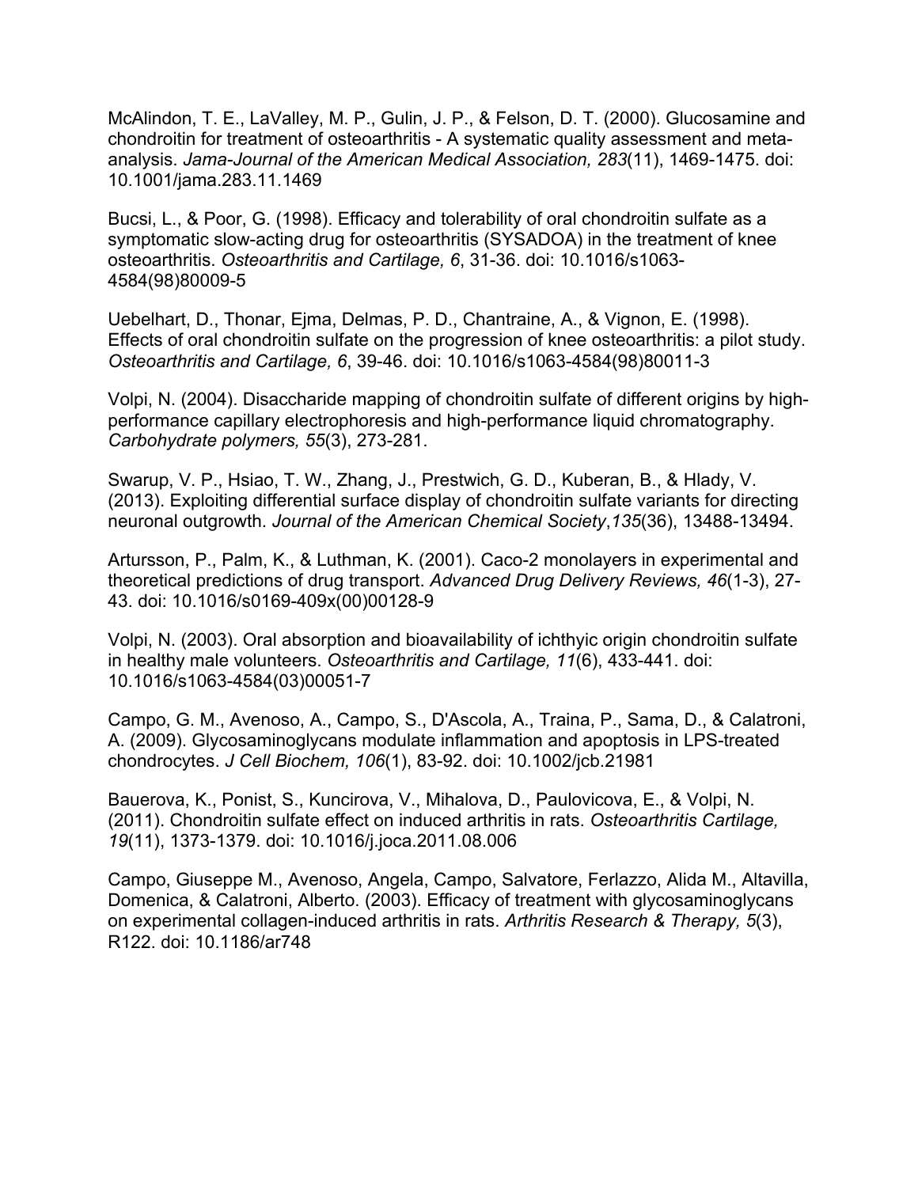McAlindon, T. E., LaValley, M. P., Gulin, J. P., & Felson, D. T. (2000). Glucosamine and chondroitin for treatment of osteoarthritis - A systematic quality assessment and meta-analysis. *Jama-Journal of the American Medical Association, 283*(11), 1469-1475. doi: 10.1001/jama.283.11.1469

Bucsi, L., & Poor, G. (1998). Efficacy and tolerability of oral chondroitin sulfate as a symptomatic slow-acting drug for osteoarthritis (SYSADOA) in the treatment of knee osteoarthritis. *Osteoarthritis and Cartilage, 6*, 31-36. doi: 10.1016/s1063-4584(98)80009-5

Uebelhart, D., Thonar, Ejma, Delmas, P. D., Chantraine, A., & Vignon, E. (1998). Effects of oral chondroitin sulfate on the progression of knee osteoarthritis: a pilot study. *Osteoarthritis and Cartilage, 6*, 39-46. doi: 10.1016/s1063-4584(98)80011-3

Volpi, N. (2004). Disaccharide mapping of chondroitin sulfate of different origins by high-performance capillary electrophoresis and high-performance liquid chromatography. *Carbohydrate polymers, 55*(3), 273-281.

Swarup, V. P., Hsiao, T. W., Zhang, J., Prestwich, G. D., Kuberan, B., & Hlady, V. (2013). Exploiting differential surface display of chondroitin sulfate variants for directing neuronal outgrowth. *Journal of the American Chemical Society*,*135*(36), 13488-13494.

Artursson, P., Palm, K., & Luthman, K. (2001). Caco-2 monolayers in experimental and theoretical predictions of drug transport. *Advanced Drug Delivery Reviews, 46*(1-3), 27-43. doi: 10.1016/s0169-409x(00)00128-9

Volpi, N. (2003). Oral absorption and bioavailability of ichthyic origin chondroitin sulfate in healthy male volunteers. *Osteoarthritis and Cartilage, 11*(6), 433-441. doi: 10.1016/s1063-4584(03)00051-7

Campo, G. M., Avenoso, A., Campo, S., D'Ascola, A., Traina, P., Sama, D., & Calatroni, A. (2009). Glycosaminoglycans modulate inflammation and apoptosis in LPS-treated chondrocytes. *J Cell Biochem, 106*(1), 83-92. doi: 10.1002/jcb.21981

Bauerova, K., Ponist, S., Kuncirova, V., Mihalova, D., Paulovicova, E., & Volpi, N. (2011). Chondroitin sulfate effect on induced arthritis in rats. *Osteoarthritis Cartilage, 19*(11), 1373-1379. doi: 10.1016/j.joca.2011.08.006

Campo, Giuseppe M., Avenoso, Angela, Campo, Salvatore, Ferlazzo, Alida M., Altavilla, Domenica, & Calatroni, Alberto. (2003). Efficacy of treatment with glycosaminoglycans on experimental collagen-induced arthritis in rats. *Arthritis Research & Therapy, 5*(3), R122. doi: 10.1186/ar748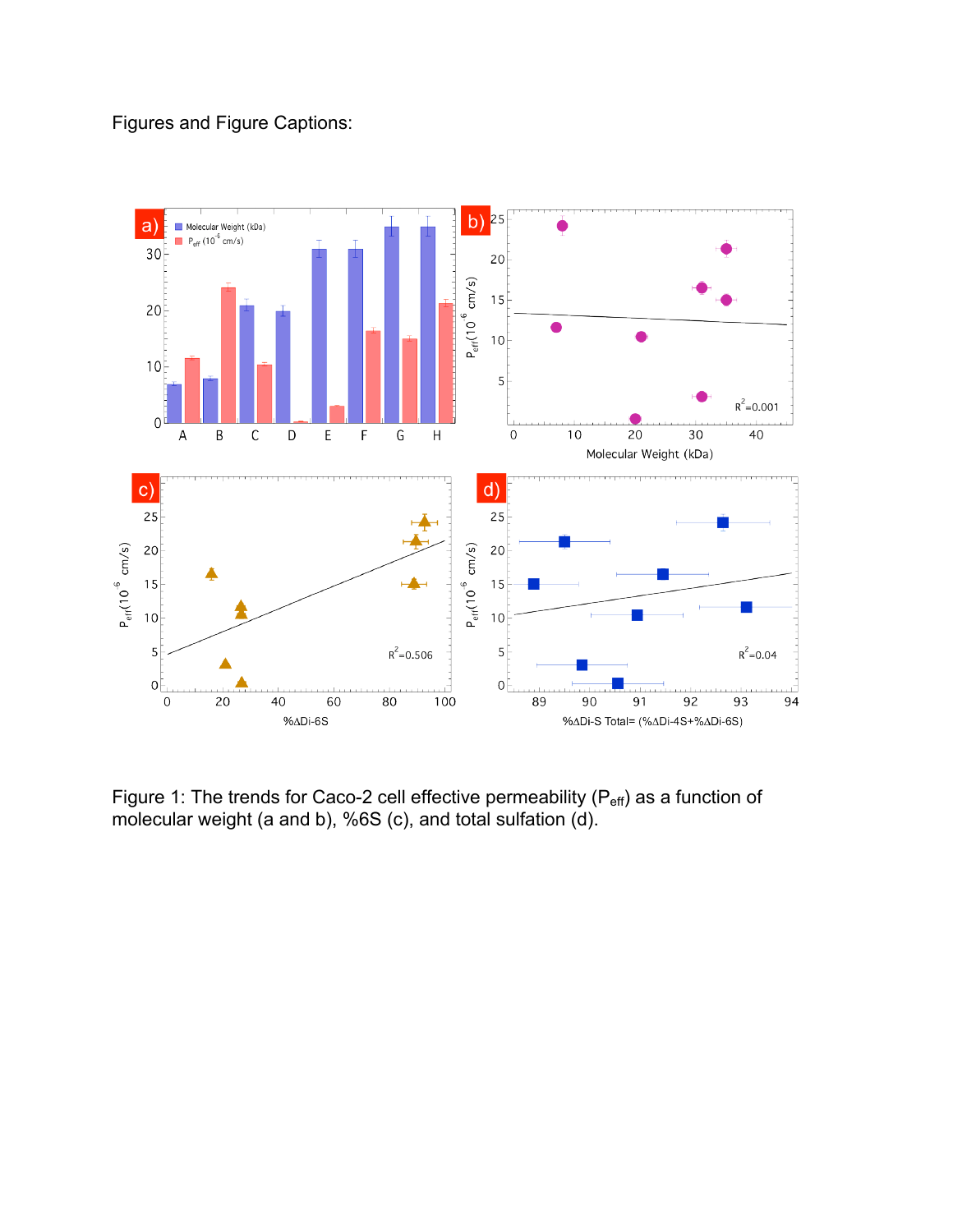Figures and Figure Captions:

a)

Molecular Weight (kDa)

$P_{eff}$ ($10^{-6}$ cm/s)

0
10
20
30

A B C D E F G H

b)

$P_{eff}$($10^{-6}$ cm/s)

5
10
15
20
25

0 10 20 30 40

Molecular Weight (kDa)

$R^2$=0.001

c)

$P_{eff}$($10^{-6}$ cm/s)

0
5
10
15
20
25

0 20 40 60 80 100

%ΔDi-6S

$R^2$=0.506

d)

$P_{eff}$($10^{-6}$ cm/s)

0
5
10
15
20
25

89 90 91 92 93 94

%ΔDi-S Total= (%ΔDi-4S+%ΔDi-6S)

$R^2$=0.04

Figure 1: The trends for Caco-2 cell effective permeability ($P_{eff}$) as a function of molecular weight (a and b), %6S (c), and total sulfation (d).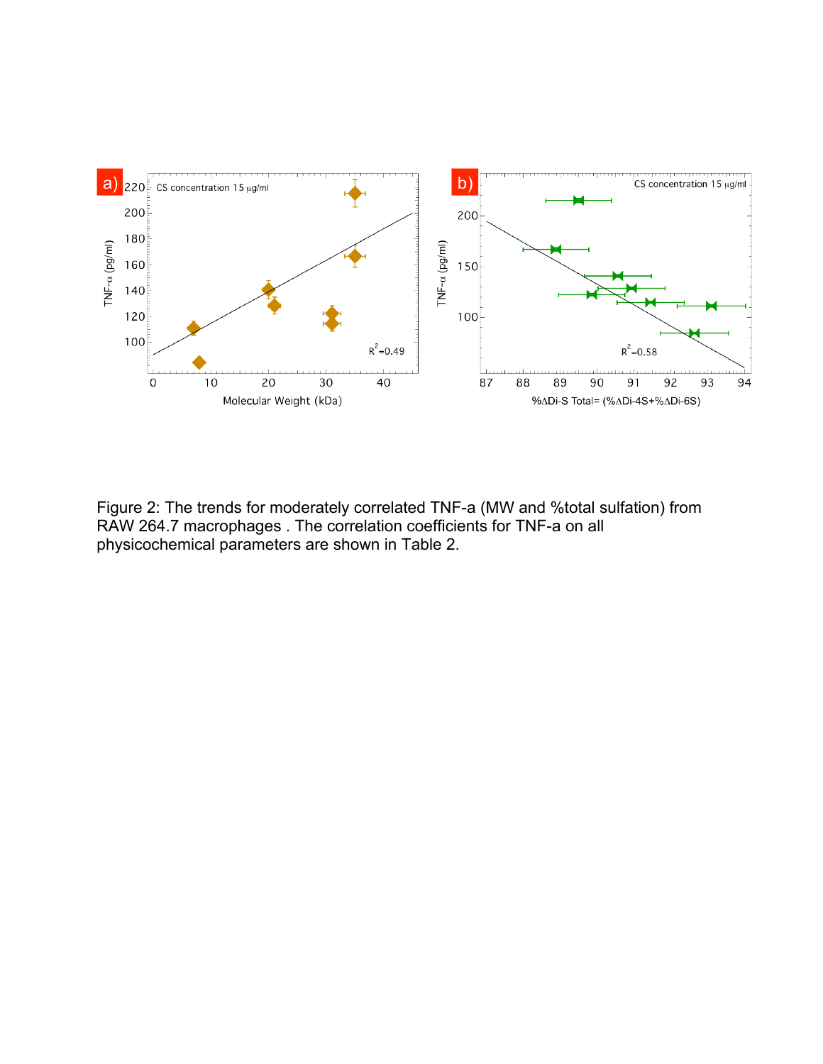a)

CS concentration 15 μg/ml

TNF-α (pg/ml)

220
200
180
160
140
120
100

$R^2$=0.49

0
10
20
30
40

Molecular Weight (kDa)

b)

CS concentration 15 μg/ml

TNF-α (pg/ml)

200
150
100

$R^2$=0.58

87
88
89
90
91
92
93
94

%ΔDi-S Total= (%ΔDi-4S+%ΔDi-6S)

Figure 2: The trends for moderately correlated TNF-a (MW and %total sulfation) from RAW 264.7 macrophages . The correlation coefficients for TNF-a on all physicochemical parameters are shown in Table 2.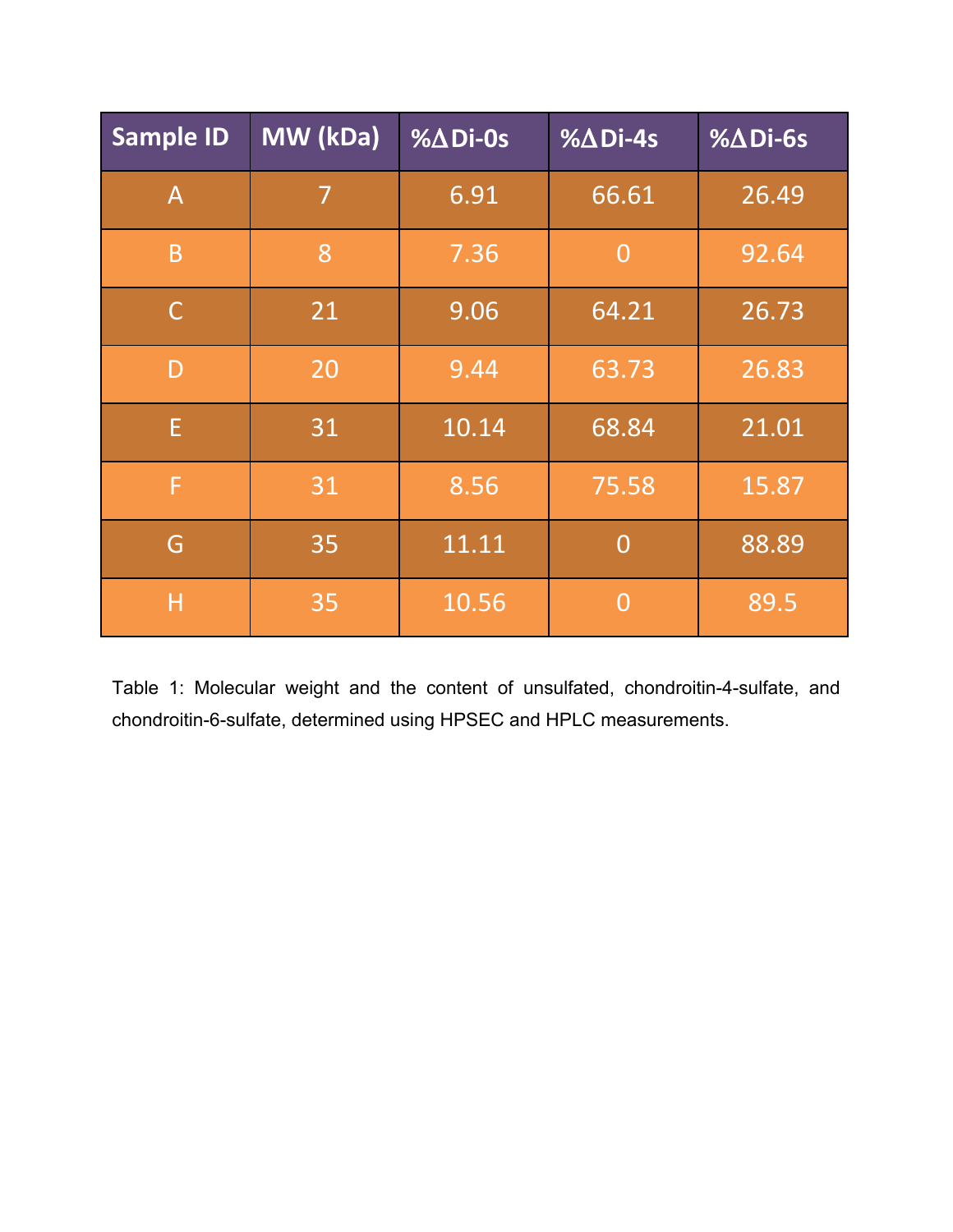| Sample ID | MW (kDa) | %ΔDi-0s | %ΔDi-4s | %ΔDi-6s |
| --- | --- | --- | --- | --- |
| A | 7 | 6.91 | 66.61 | 26.49 |
| B | 8 | 7.36 | 0 | 92.64 |
| C | 21 | 9.06 | 64.21 | 26.73 |
| D | 20 | 9.44 | 63.73 | 26.83 |
| E | 31 | 10.14 | 68.84 | 21.01 |
| F | 31 | 8.56 | 75.58 | 15.87 |
| G | 35 | 11.11 | 0 | 88.89 |
| H | 35 | 10.56 | 0 | 89.5 |

Table 1: Molecular weight and the content of unsulfated, chondroitin-4-sulfate, and chondroitin-6-sulfate, determined using HPSEC and HPLC measurements.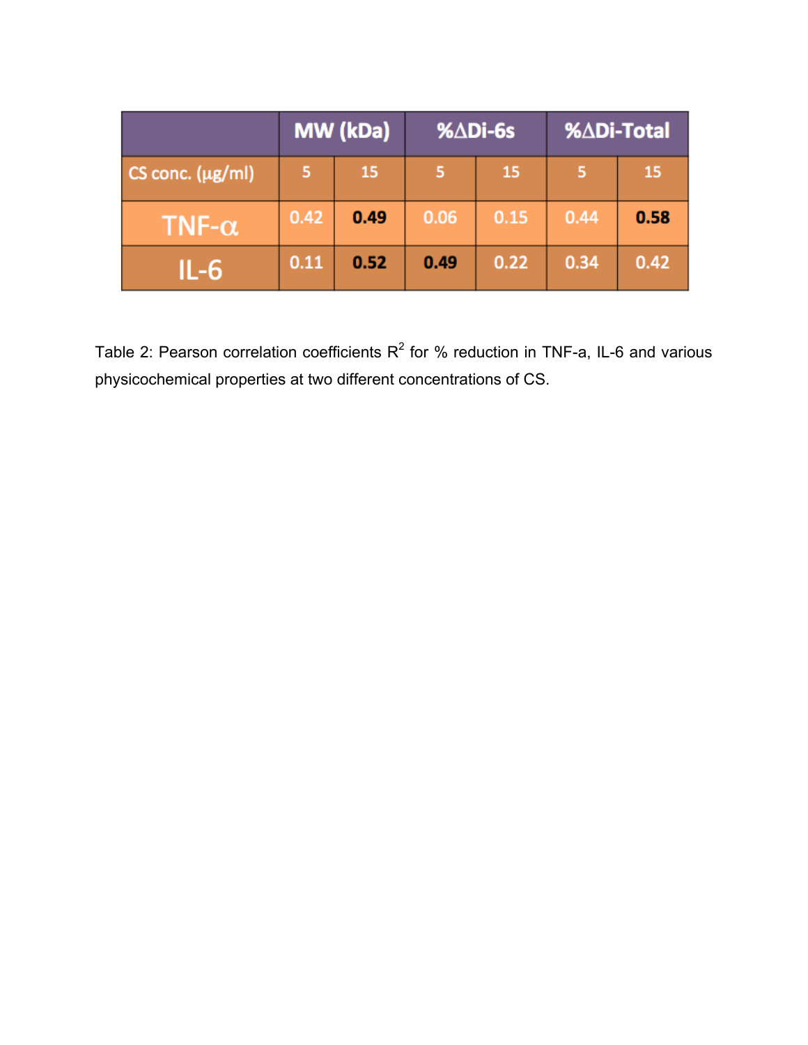| | MW (kDa) | | %ΔDi-6s | | %ΔDi-Total | |
|---|---|---|---|---|---|---|
| CS conc. (μg/ml) | 5 | 15 | 5 | 15 | 5 | 15 |
| TNF-α | 0.42 | **0.49** | 0.06 | 0.15 | 0.44 | **0.58** |
| IL-6 | 0.11 | **0.52** | **0.49** | 0.22 | 0.34 | 0.42 |

Table 2: Pearson correlation coefficients $R^2$ for % reduction in TNF-a, IL-6 and various physicochemical properties at two different concentrations of CS.